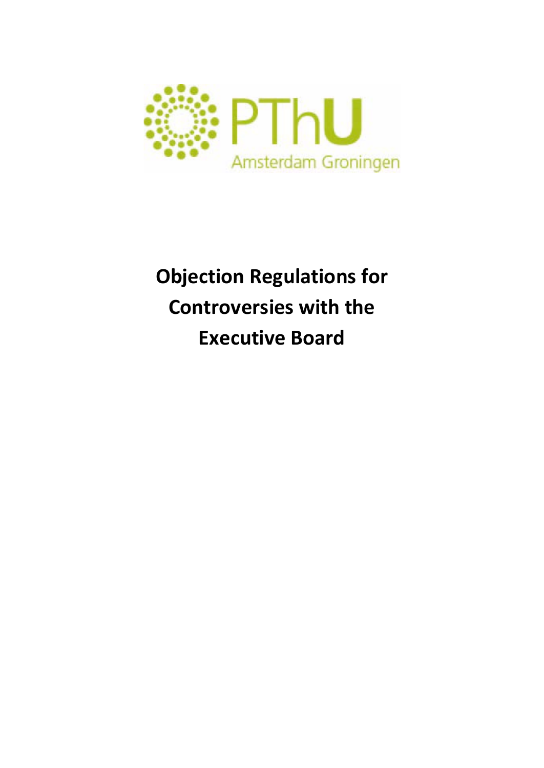PThU

Amsterdam Groningen

# Objection Regulations for Controversies with the Executive Board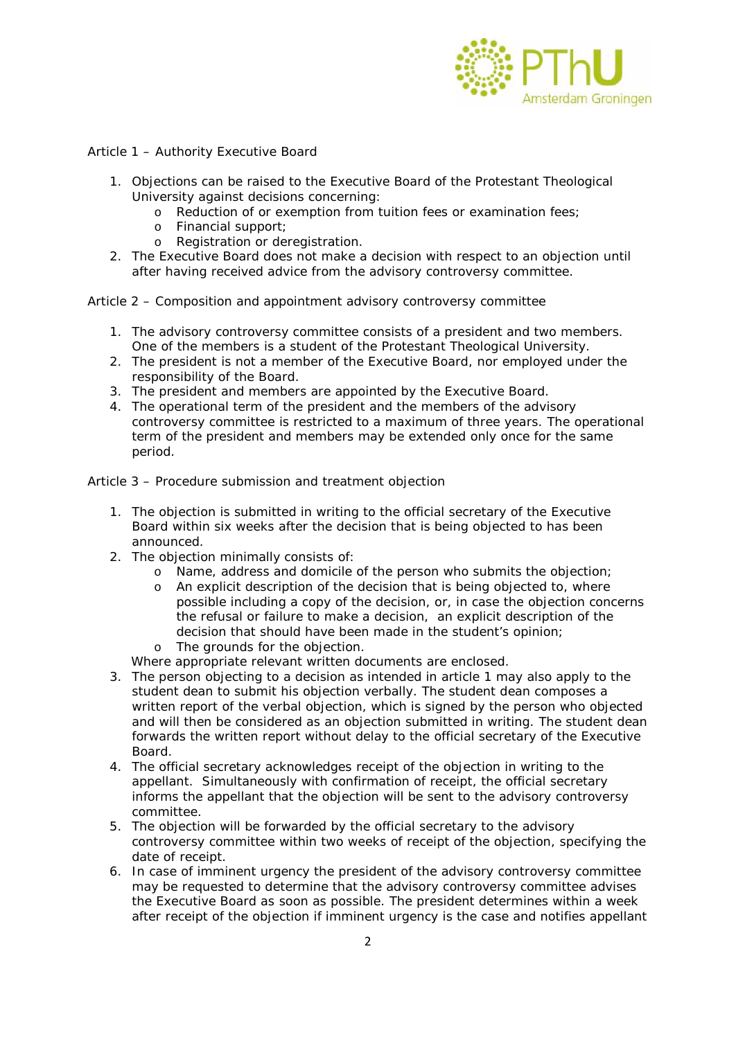Article 1 – Authority Executive Board

1. Objections can be raised to the Executive Board of the Protestant Theological University against decisions concerning:
   - Reduction of or exemption from tuition fees or examination fees;
   - Financial support;
   - Registration or deregistration.
2. The Executive Board does not make a decision with respect to an objection until after having received advice from the advisory controversy committee.

Article 2 – Composition and appointment advisory controversy committee

1. The advisory controversy committee consists of a president and two members. One of the members is a student of the Protestant Theological University.
2. The president is not a member of the Executive Board, nor employed under the responsibility of the Board.
3. The president and members are appointed by the Executive Board.
4. The operational term of the president and the members of the advisory controversy committee is restricted to a maximum of three years. The operational term of the president and members may be extended only once for the same period.

Article 3 – Procedure submission and treatment objection

1. The objection is submitted in writing to the official secretary of the Executive Board within six weeks after the decision that is being objected to has been announced.
2. The objection minimally consists of:
   - Name, address and domicile of the person who submits the objection;
   - An explicit description of the decision that is being objected to, where possible including a copy of the decision, or, in case the objection concerns the refusal or failure to make a decision, an explicit description of the decision that should have been made in the student's opinion;
   - The grounds for the objection.

   Where appropriate relevant written documents are enclosed.
3. The person objecting to a decision as intended in article 1 may also apply to the student dean to submit his objection verbally. The student dean composes a written report of the verbal objection, which is signed by the person who objected and will then be considered as an objection submitted in writing. The student dean forwards the written report without delay to the official secretary of the Executive Board.
4. The official secretary acknowledges receipt of the objection in writing to the appellant. Simultaneously with confirmation of receipt, the official secretary informs the appellant that the objection will be sent to the advisory controversy committee.
5. The objection will be forwarded by the official secretary to the advisory controversy committee within two weeks of receipt of the objection, specifying the date of receipt.
6. In case of imminent urgency the president of the advisory controversy committee may be requested to determine that the advisory controversy committee advises the Executive Board as soon as possible. The president determines within a week after receipt of the objection if imminent urgency is the case and notifies appellant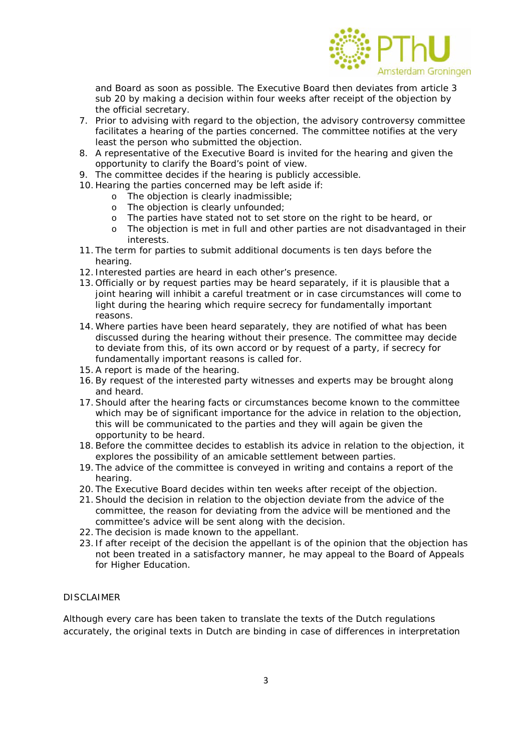and Board as soon as possible. The Executive Board then deviates from article 3 sub 20 by making a decision within four weeks after receipt of the objection by the official secretary.

7. Prior to advising with regard to the objection, the advisory controversy committee facilitates a hearing of the parties concerned. The committee notifies at the very least the person who submitted the objection.
8. A representative of the Executive Board is invited for the hearing and given the opportunity to clarify the Board's point of view.
9. The committee decides if the hearing is publicly accessible.
10. Hearing the parties concerned may be left aside if:
    - The objection is clearly inadmissible;
    - The objection is clearly unfounded;
    - The parties have stated not to set store on the right to be heard, or
    - The objection is met in full and other parties are not disadvantaged in their interests.
11. The term for parties to submit additional documents is ten days before the hearing.
12. Interested parties are heard in each other's presence.
13. Officially or by request parties may be heard separately, if it is plausible that a joint hearing will inhibit a careful treatment or in case circumstances will come to light during the hearing which require secrecy for fundamentally important reasons.
14. Where parties have been heard separately, they are notified of what has been discussed during the hearing without their presence. The committee may decide to deviate from this, of its own accord or by request of a party, if secrecy for fundamentally important reasons is called for.
15. A report is made of the hearing.
16. By request of the interested party witnesses and experts may be brought along and heard.
17. Should after the hearing facts or circumstances become known to the committee which may be of significant importance for the advice in relation to the objection, this will be communicated to the parties and they will again be given the opportunity to be heard.
18. Before the committee decides to establish its advice in relation to the objection, it explores the possibility of an amicable settlement between parties.
19. The advice of the committee is conveyed in writing and contains a report of the hearing.
20. The Executive Board decides within ten weeks after receipt of the objection.
21. Should the decision in relation to the objection deviate from the advice of the committee, the reason for deviating from the advice will be mentioned and the committee's advice will be sent along with the decision.
22. The decision is made known to the appellant.
23. If after receipt of the decision the appellant is of the opinion that the objection has not been treated in a satisfactory manner, he may appeal to the Board of Appeals for Higher Education.

DISCLAIMER

Although every care has been taken to translate the texts of the Dutch regulations accurately, the original texts in Dutch are binding in case of differences in interpretation